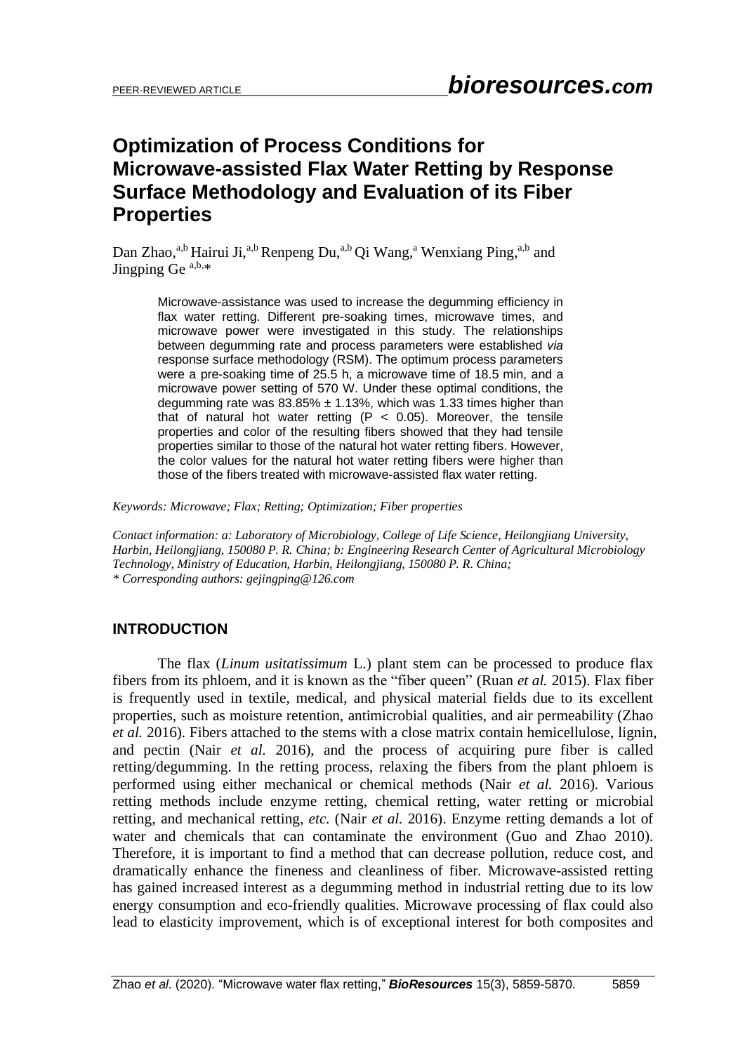# Optimization of Process Conditions for Microwave-assisted Flax Water Retting by Response Surface Methodology and Evaluation of its Fiber Properties

Dan Zhao,[a,b] Hairui Ji,[a,b] Renpeng Du,[a,b] Qi Wang,[a] Wenxiang Ping,[a,b] and Jingping Ge [a,b,*]

Microwave-assistance was used to increase the degumming efficiency in flax water retting. Different pre-soaking times, microwave times, and microwave power were investigated in this study. The relationships between degumming rate and process parameters were established *via* response surface methodology (RSM). The optimum process parameters were a pre-soaking time of 25.5 h, a microwave time of 18.5 min, and a microwave power setting of 570 W. Under these optimal conditions, the degumming rate was 83.85% ± 1.13%, which was 1.33 times higher than that of natural hot water retting ($P < 0.05$). Moreover, the tensile properties and color of the resulting fibers showed that they had tensile properties similar to those of the natural hot water retting fibers. However, the color values for the natural hot water retting fibers were higher than those of the fibers treated with microwave-assisted flax water retting.

*Keywords: Microwave; Flax; Retting; Optimization; Fiber properties*

*Contact information: a: Laboratory of Microbiology, College of Life Science, Heilongjiang University, Harbin, Heilongjiang, 150080 P. R. China; b: Engineering Research Center of Agricultural Microbiology Technology, Ministry of Education, Harbin, Heilongjiang, 150080 P. R. China;*
*\* Corresponding authors: gejingping@126.com*

## INTRODUCTION

The flax (*Linum usitatissimum* L.) plant stem can be processed to produce flax fibers from its phloem, and it is known as the "fiber queen" (Ruan *et al.* 2015). Flax fiber is frequently used in textile, medical, and physical material fields due to its excellent properties, such as moisture retention, antimicrobial qualities, and air permeability (Zhao *et al.* 2016). Fibers attached to the stems with a close matrix contain hemicellulose, lignin, and pectin (Nair *et al.* 2016), and the process of acquiring pure fiber is called retting/degumming. In the retting process, relaxing the fibers from the plant phloem is performed using either mechanical or chemical methods (Nair *et al.* 2016). Various retting methods include enzyme retting, chemical retting, water retting or microbial retting, and mechanical retting, *etc.* (Nair *et al.* 2016). Enzyme retting demands a lot of water and chemicals that can contaminate the environment (Guo and Zhao 2010). Therefore, it is important to find a method that can decrease pollution, reduce cost, and dramatically enhance the fineness and cleanliness of fiber. Microwave-assisted retting has gained increased interest as a degumming method in industrial retting due to its low energy consumption and eco-friendly qualities. Microwave processing of flax could also lead to elasticity improvement, which is of exceptional interest for both composites and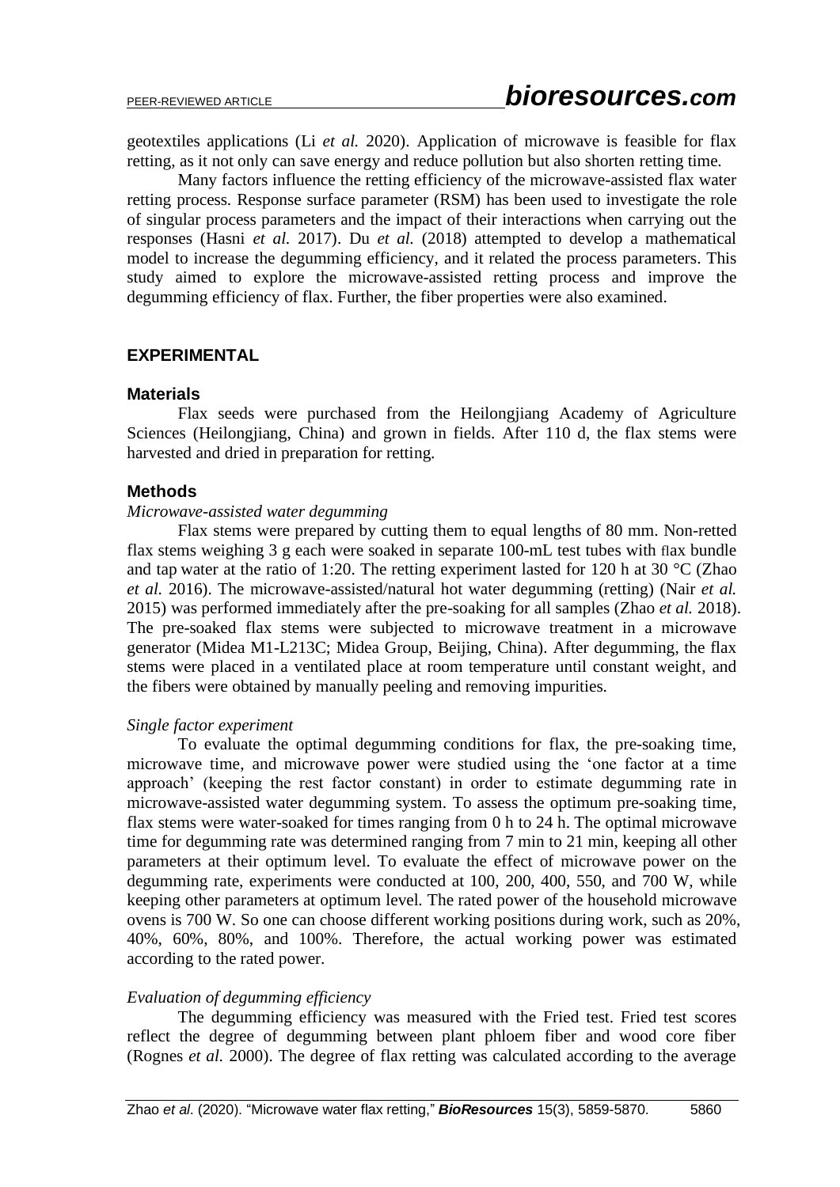geotextiles applications (Li *et al.* 2020). Application of microwave is feasible for flax retting, as it not only can save energy and reduce pollution but also shorten retting time.

Many factors influence the retting efficiency of the microwave-assisted flax water retting process. Response surface parameter (RSM) has been used to investigate the role of singular process parameters and the impact of their interactions when carrying out the responses (Hasni *et al.* 2017). Du *et al.* (2018) attempted to develop a mathematical model to increase the degumming efficiency, and it related the process parameters. This study aimed to explore the microwave-assisted retting process and improve the degumming efficiency of flax. Further, the fiber properties were also examined.

## EXPERIMENTAL

### Materials

Flax seeds were purchased from the Heilongjiang Academy of Agriculture Sciences (Heilongjiang, China) and grown in fields. After 110 d, the flax stems were harvested and dried in preparation for retting.

### Methods

*Microwave-assisted water degumming*

Flax stems were prepared by cutting them to equal lengths of 80 mm. Non-retted flax stems weighing 3 g each were soaked in separate 100-mL test tubes with flax bundle and tap water at the ratio of 1:20. The retting experiment lasted for 120 h at 30 °C (Zhao *et al.* 2016). The microwave-assisted/natural hot water degumming (retting) (Nair *et al.* 2015) was performed immediately after the pre-soaking for all samples (Zhao *et al.* 2018). The pre-soaked flax stems were subjected to microwave treatment in a microwave generator (Midea M1-L213C; Midea Group, Beijing, China). After degumming, the flax stems were placed in a ventilated place at room temperature until constant weight, and the fibers were obtained by manually peeling and removing impurities.

*Single factor experiment*

To evaluate the optimal degumming conditions for flax, the pre-soaking time, microwave time, and microwave power were studied using the 'one factor at a time approach' (keeping the rest factor constant) in order to estimate degumming rate in microwave-assisted water degumming system. To assess the optimum pre-soaking time, flax stems were water-soaked for times ranging from 0 h to 24 h. The optimal microwave time for degumming rate was determined ranging from 7 min to 21 min, keeping all other parameters at their optimum level. To evaluate the effect of microwave power on the degumming rate, experiments were conducted at 100, 200, 400, 550, and 700 W, while keeping other parameters at optimum level. The rated power of the household microwave ovens is 700 W. So one can choose different working positions during work, such as 20%, 40%, 60%, 80%, and 100%. Therefore, the actual working power was estimated according to the rated power.

*Evaluation of degumming efficiency*

The degumming efficiency was measured with the Fried test. Fried test scores reflect the degree of degumming between plant phloem fiber and wood core fiber (Rognes *et al.* 2000). The degree of flax retting was calculated according to the average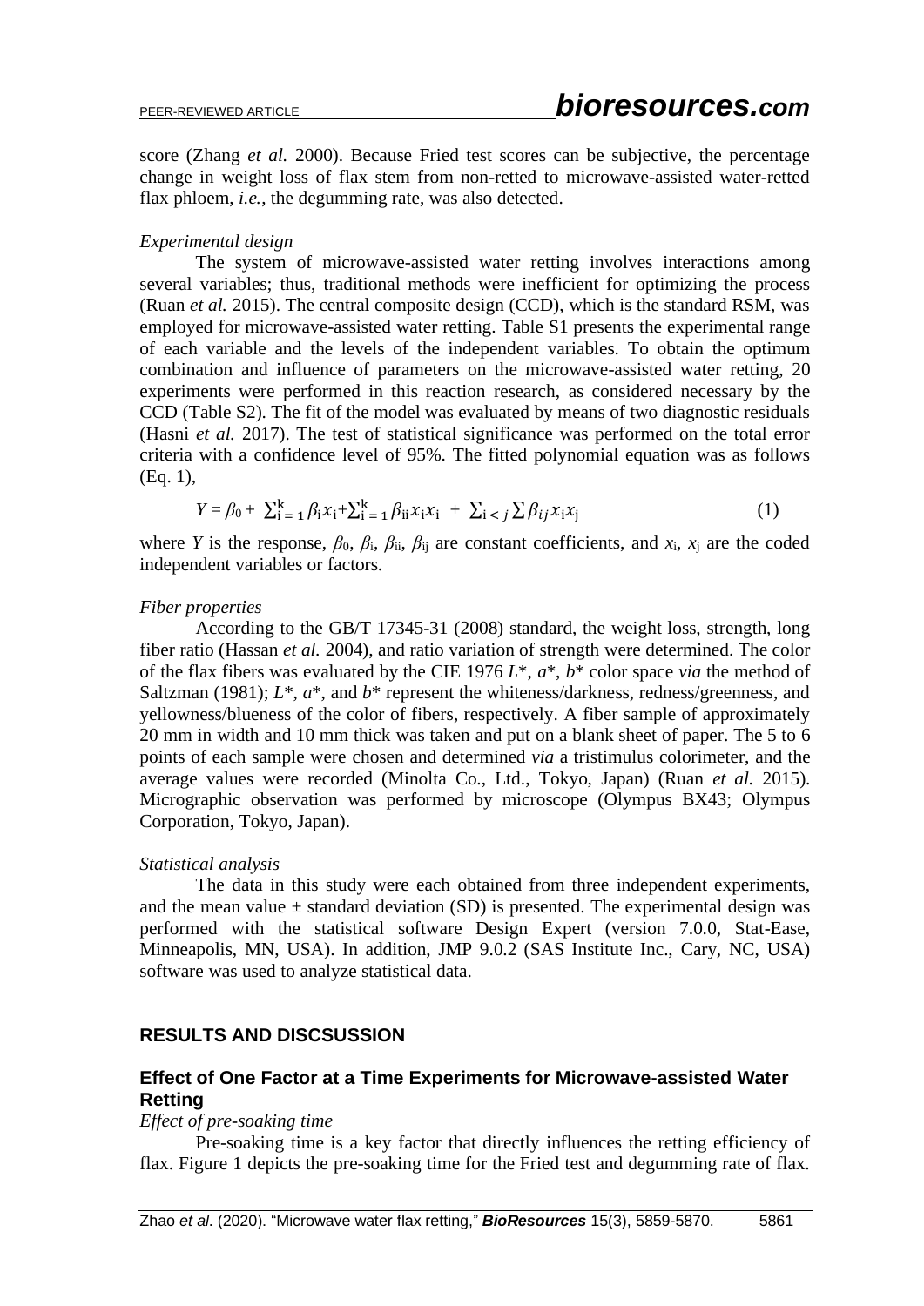score (Zhang *et al.* 2000). Because Fried test scores can be subjective, the percentage change in weight loss of flax stem from non-retted to microwave-assisted water-retted flax phloem, *i.e.*, the degumming rate, was also detected.

### *Experimental design*

The system of microwave-assisted water retting involves interactions among several variables; thus, traditional methods were inefficient for optimizing the process (Ruan *et al.* 2015). The central composite design (CCD), which is the standard RSM, was employed for microwave-assisted water retting. Table S1 presents the experimental range of each variable and the levels of the independent variables. To obtain the optimum combination and influence of parameters on the microwave-assisted water retting, 20 experiments were performed in this reaction research, as considered necessary by the CCD (Table S2). The fit of the model was evaluated by means of two diagnostic residuals (Hasni *et al.* 2017). The test of statistical significance was performed on the total error criteria with a confidence level of 95%. The fitted polynomial equation was as follows (Eq. 1),

$$Y = \beta_0 + \sum_{i=1}^{k} \beta_i x_i + \sum_{i=1}^{k} \beta_{ii} x_i x_i + \sum_{i<j}\sum \beta_{ij} x_i x_j \tag{1}$$

where $Y$ is the response, $\beta_0$, $\beta_i$, $\beta_{ii}$, $\beta_{ij}$ are constant coefficients, and $x_i$, $x_j$ are the coded independent variables or factors.

### *Fiber properties*

According to the GB/T 17345-31 (2008) standard, the weight loss, strength, long fiber ratio (Hassan *et al.* 2004), and ratio variation of strength were determined. The color of the flax fibers was evaluated by the CIE 1976 $L^*$, $a^*$, $b^*$ color space *via* the method of Saltzman (1981); $L^*$, $a^*$, and $b^*$ represent the whiteness/darkness, redness/greenness, and yellowness/blueness of the color of fibers, respectively. A fiber sample of approximately 20 mm in width and 10 mm thick was taken and put on a blank sheet of paper. The 5 to 6 points of each sample were chosen and determined *via* a tristimulus colorimeter, and the average values were recorded (Minolta Co., Ltd., Tokyo, Japan) (Ruan *et al.* 2015). Micrographic observation was performed by microscope (Olympus BX43; Olympus Corporation, Tokyo, Japan).

### *Statistical analysis*

The data in this study were each obtained from three independent experiments, and the mean value ± standard deviation (SD) is presented. The experimental design was performed with the statistical software Design Expert (version 7.0.0, Stat-Ease, Minneapolis, MN, USA). In addition, JMP 9.0.2 (SAS Institute Inc., Cary, NC, USA) software was used to analyze statistical data.

## RESULTS AND DISCSUSSION

### Effect of One Factor at a Time Experiments for Microwave-assisted Water Retting

#### *Effect of pre-soaking time*

Pre-soaking time is a key factor that directly influences the retting efficiency of flax. Figure 1 depicts the pre-soaking time for the Fried test and degumming rate of flax.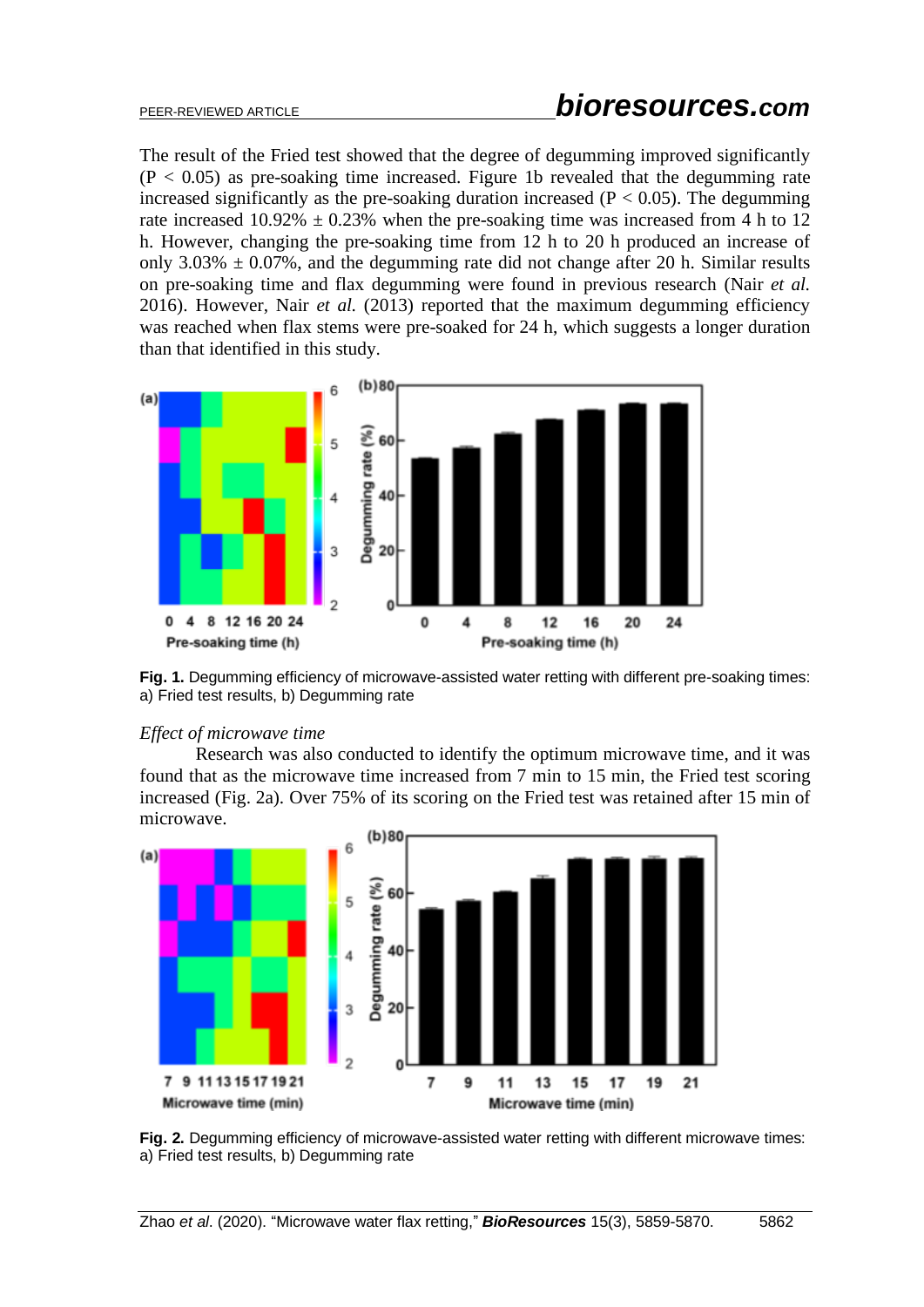The result of the Fried test showed that the degree of degumming improved significantly ($P < 0.05$) as pre-soaking time increased. Figure 1b revealed that the degumming rate increased significantly as the pre-soaking duration increased ($P < 0.05$). The degumming rate increased 10.92% ± 0.23% when the pre-soaking time was increased from 4 h to 12 h. However, changing the pre-soaking time from 12 h to 20 h produced an increase of only 3.03% ± 0.07%, and the degumming rate did not change after 20 h. Similar results on pre-soaking time and flax degumming were found in previous research (Nair *et al.* 2016). However, Nair *et al.* (2013) reported that the maximum degumming efficiency was reached when flax stems were pre-soaked for 24 h, which suggests a longer duration than that identified in this study.

**Fig. 1.** Degumming efficiency of microwave-assisted water retting with different pre-soaking times: a) Fried test results, b) Degumming rate

*Effect of microwave time*

Research was also conducted to identify the optimum microwave time, and it was found that as the microwave time increased from 7 min to 15 min, the Fried test scoring increased (Fig. 2a). Over 75% of its scoring on the Fried test was retained after 15 min of microwave.

**Fig. 2.** Degumming efficiency of microwave-assisted water retting with different microwave times: a) Fried test results, b) Degumming rate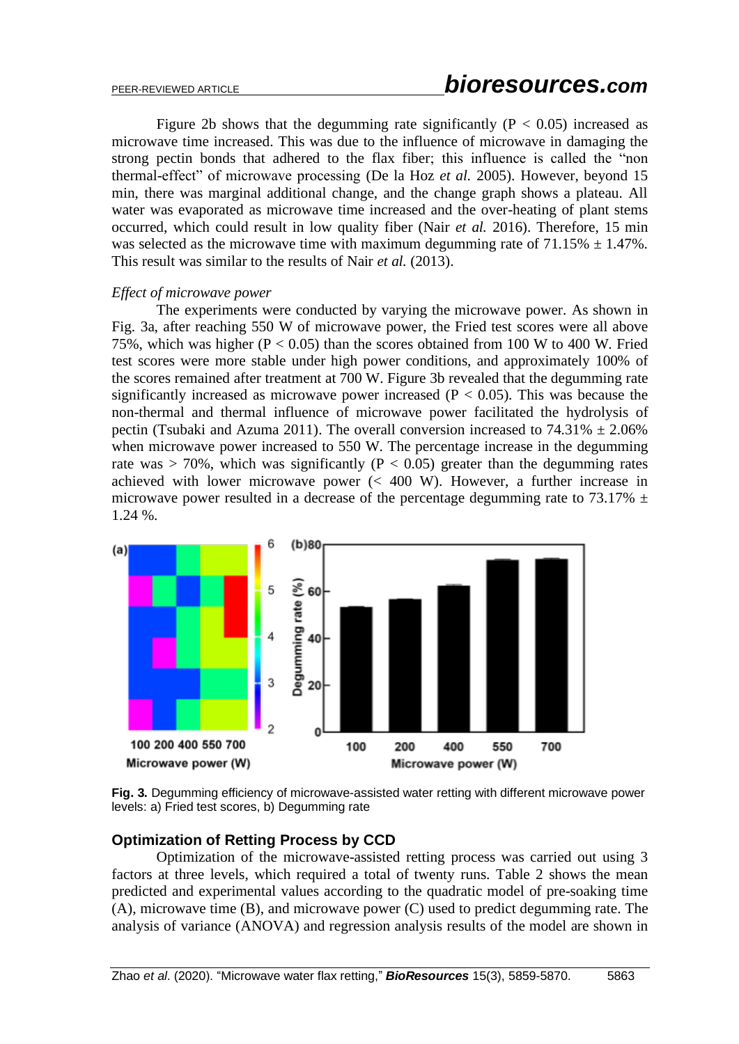Figure 2b shows that the degumming rate significantly ($P < 0.05$) increased as microwave time increased. This was due to the influence of microwave in damaging the strong pectin bonds that adhered to the flax fiber; this influence is called the "non thermal-effect" of microwave processing (De la Hoz *et al.* 2005). However, beyond 15 min, there was marginal additional change, and the change graph shows a plateau. All water was evaporated as microwave time increased and the over-heating of plant stems occurred, which could result in low quality fiber (Nair *et al.* 2016). Therefore, 15 min was selected as the microwave time with maximum degumming rate of 71.15% ± 1.47%. This result was similar to the results of Nair *et al.* (2013).

*Effect of microwave power*

The experiments were conducted by varying the microwave power. As shown in Fig. 3a, after reaching 550 W of microwave power, the Fried test scores were all above 75%, which was higher ($P < 0.05$) than the scores obtained from 100 W to 400 W. Fried test scores were more stable under high power conditions, and approximately 100% of the scores remained after treatment at 700 W. Figure 3b revealed that the degumming rate significantly increased as microwave power increased ($P < 0.05$). This was because the non-thermal and thermal influence of microwave power facilitated the hydrolysis of pectin (Tsubaki and Azuma 2011). The overall conversion increased to 74.31% ± 2.06% when microwave power increased to 550 W. The percentage increase in the degumming rate was > 70%, which was significantly ($P < 0.05$) greater than the degumming rates achieved with lower microwave power (< 400 W). However, a further increase in microwave power resulted in a decrease of the percentage degumming rate to 73.17% ± 1.24 %.

**Fig. 3.** Degumming efficiency of microwave-assisted water retting with different microwave power levels: a) Fried test scores, b) Degumming rate

## Optimization of Retting Process by CCD

Optimization of the microwave-assisted retting process was carried out using 3 factors at three levels, which required a total of twenty runs. Table 2 shows the mean predicted and experimental values according to the quadratic model of pre-soaking time (A), microwave time (B), and microwave power (C) used to predict degumming rate. The analysis of variance (ANOVA) and regression analysis results of the model are shown in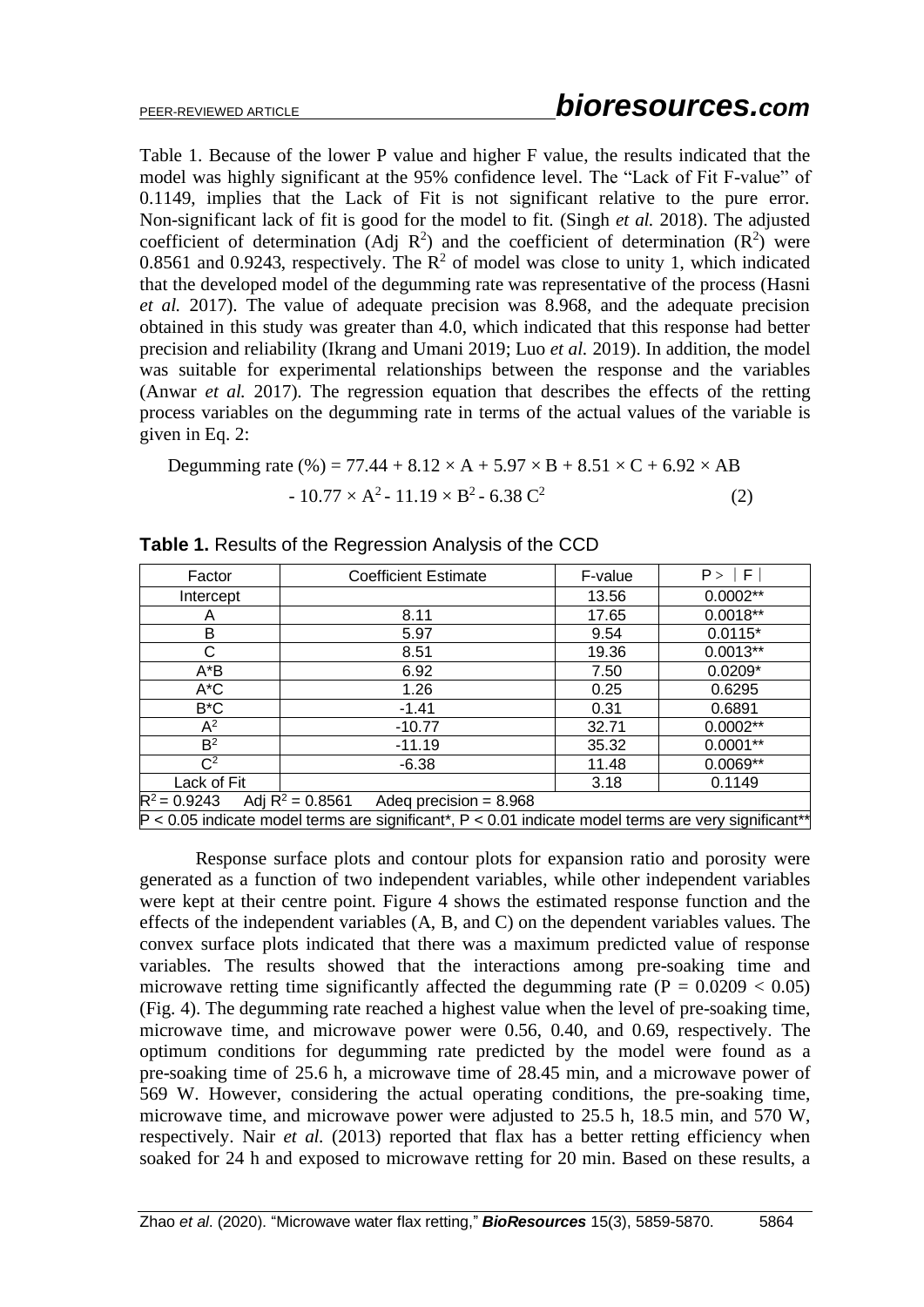Table 1. Because of the lower P value and higher F value, the results indicated that the model was highly significant at the 95% confidence level. The "Lack of Fit F-value" of 0.1149, implies that the Lack of Fit is not significant relative to the pure error. Non-significant lack of fit is good for the model to fit. (Singh *et al.* 2018). The adjusted coefficient of determination (Adj $R^2$) and the coefficient of determination ($R^2$) were 0.8561 and 0.9243, respectively. The $R^2$ of model was close to unity 1, which indicated that the developed model of the degumming rate was representative of the process (Hasni *et al.* 2017). The value of adequate precision was 8.968, and the adequate precision obtained in this study was greater than 4.0, which indicated that this response had better precision and reliability (Ikrang and Umani 2019; Luo *et al.* 2019). In addition, the model was suitable for experimental relationships between the response and the variables (Anwar *et al.* 2017). The regression equation that describes the effects of the retting process variables on the degumming rate in terms of the actual values of the variable is given in Eq. 2:

$$\text{Degumming rate (\%)} = 77.44 + 8.12 \times A + 5.97 \times B + 8.51 \times C + 6.92 \times AB - 10.77 \times A^2 - 11.19 \times B^2 - 6.38\, C^2 \quad (2)$$

**Table 1.** Results of the Regression Analysis of the CCD

| Factor | Coefficient Estimate | F-value | P > ∣F∣ |
|---|---|---|---|
| Intercept | | 13.56 | 0.0002** |
| A | 8.11 | 17.65 | 0.0018** |
| B | 5.97 | 9.54 | 0.0115* |
| C | 8.51 | 19.36 | 0.0013** |
| A*B | 6.92 | 7.50 | 0.0209* |
| A*C | 1.26 | 0.25 | 0.6295 |
| B*C | -1.41 | 0.31 | 0.6891 |
| $A^2$ | -10.77 | 32.71 | 0.0002** |
| $B^2$ | -11.19 | 35.32 | 0.0001** |
| $C^2$ | -6.38 | 11.48 | 0.0069** |
| Lack of Fit | | 3.18 | 0.1149 |
| $R^2$ = 0.9243 Adj $R^2$ = 0.8561 Adeq precision = 8.968 | | | |
| $P < 0.05$ indicate model terms are significant*, $P < 0.01$ indicate model terms are very significant** | | | |

Response surface plots and contour plots for expansion ratio and porosity were generated as a function of two independent variables, while other independent variables were kept at their centre point. Figure 4 shows the estimated response function and the effects of the independent variables (A, B, and C) on the dependent variables values. The convex surface plots indicated that there was a maximum predicted value of response variables. The results showed that the interactions among pre-soaking time and microwave retting time significantly affected the degumming rate ($P = 0.0209 < 0.05$) (Fig. 4). The degumming rate reached a highest value when the level of pre-soaking time, microwave time, and microwave power were 0.56, 0.40, and 0.69, respectively. The optimum conditions for degumming rate predicted by the model were found as a pre-soaking time of 25.6 h, a microwave time of 28.45 min, and a microwave power of 569 W. However, considering the actual operating conditions, the pre-soaking time, microwave time, and microwave power were adjusted to 25.5 h, 18.5 min, and 570 W, respectively. Nair *et al.* (2013) reported that flax has a better retting efficiency when soaked for 24 h and exposed to microwave retting for 20 min. Based on these results, a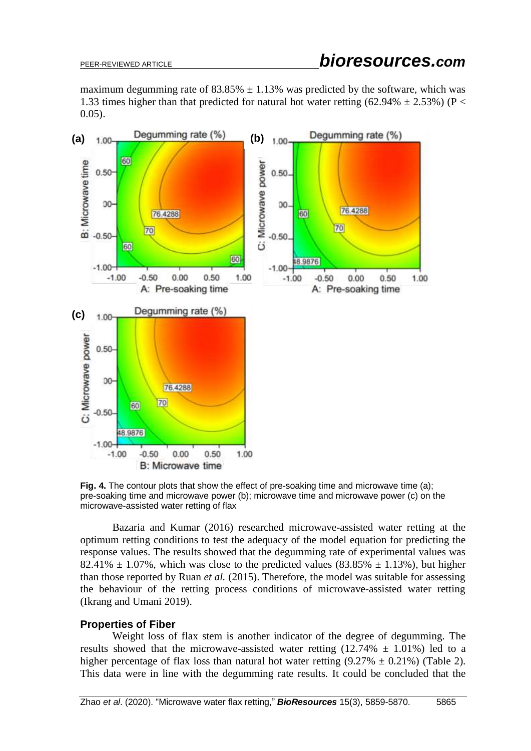maximum degumming rate of 83.85% ± 1.13% was predicted by the software, which was 1.33 times higher than that predicted for natural hot water retting (62.94% ± 2.53%) ($P < 0.05$).

**Fig. 4.** The contour plots that show the effect of pre-soaking time and microwave time (a); pre-soaking time and microwave power (b); microwave time and microwave power (c) on the microwave-assisted water retting of flax

Bazaria and Kumar (2016) researched microwave-assisted water retting at the optimum retting conditions to test the adequacy of the model equation for predicting the response values. The results showed that the degumming rate of experimental values was 82.41% ± 1.07%, which was close to the predicted values (83.85% ± 1.13%), but higher than those reported by Ruan *et al.* (2015). Therefore, the model was suitable for assessing the behaviour of the retting process conditions of microwave-assisted water retting (Ikrang and Umani 2019).

## Properties of Fiber

Weight loss of flax stem is another indicator of the degree of degumming. The results showed that the microwave-assisted water retting (12.74% ± 1.01%) led to a higher percentage of flax loss than natural hot water retting (9.27% ± 0.21%) (Table 2). This data were in line with the degumming rate results. It could be concluded that the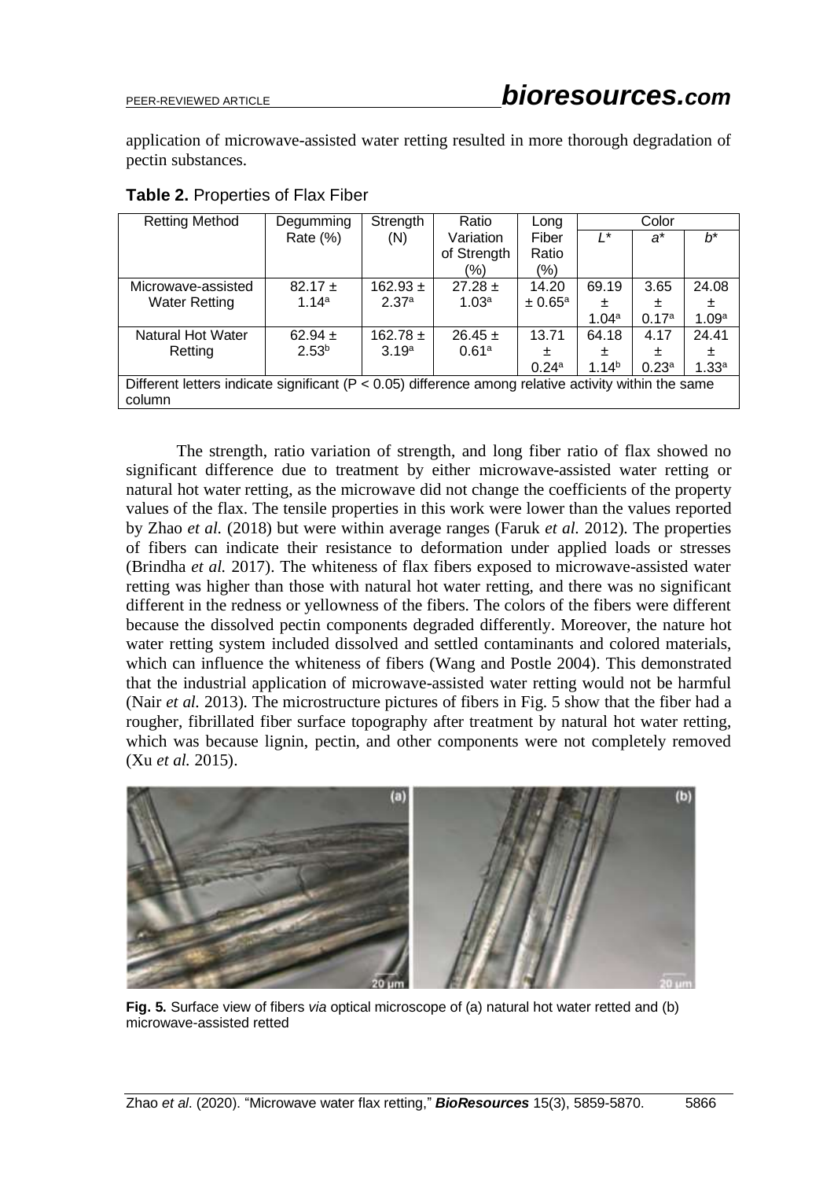application of microwave-assisted water retting resulted in more thorough degradation of pectin substances.

**Table 2.** Properties of Flax Fiber

| Retting Method | Degumming Rate (%) | Strength (N) | Ratio Variation of Strength (%) | Long Fiber Ratio (%) | Color | | |
|---|---|---|---|---|---|---|---|
| | | | | | $L^*$ | $a^*$ | $b^*$ |
| Microwave-assisted Water Retting | 82.17 ± 1.14[a] | 162.93 ± 2.37[a] | 27.28 ± 1.03[a] | 14.20 ± 0.65[a] | 69.19 ± 1.04[a] | 3.65 ± 0.17[a] | 24.08 ± 1.09[a] |
| Natural Hot Water Retting | 62.94 ± 2.53[b] | 162.78 ± 3.19[a] | 26.45 ± 0.61[a] | 13.71 ± 0.24[a] | 64.18 ± 1.14[b] | 4.17 ± 0.23[a] | 24.41 ± 1.33[a] |

Different letters indicate significant ($P < 0.05$) difference among relative activity within the same column

The strength, ratio variation of strength, and long fiber ratio of flax showed no significant difference due to treatment by either microwave-assisted water retting or natural hot water retting, as the microwave did not change the coefficients of the property values of the flax. The tensile properties in this work were lower than the values reported by Zhao *et al.* (2018) but were within average ranges (Faruk *et al.* 2012). The properties of fibers can indicate their resistance to deformation under applied loads or stresses (Brindha *et al.* 2017). The whiteness of flax fibers exposed to microwave-assisted water retting was higher than those with natural hot water retting, and there was no significant different in the redness or yellowness of the fibers. The colors of the fibers were different because the dissolved pectin components degraded differently. Moreover, the nature hot water retting system included dissolved and settled contaminants and colored materials, which can influence the whiteness of fibers (Wang and Postle 2004). This demonstrated that the industrial application of microwave-assisted water retting would not be harmful (Nair *et al.* 2013). The microstructure pictures of fibers in Fig. 5 show that the fiber had a rougher, fibrillated fiber surface topography after treatment by natural hot water retting, which was because lignin, pectin, and other components were not completely removed (Xu *et al.* 2015).

**Fig. 5.** Surface view of fibers *via* optical microscope of (a) natural hot water retted and (b) microwave-assisted retted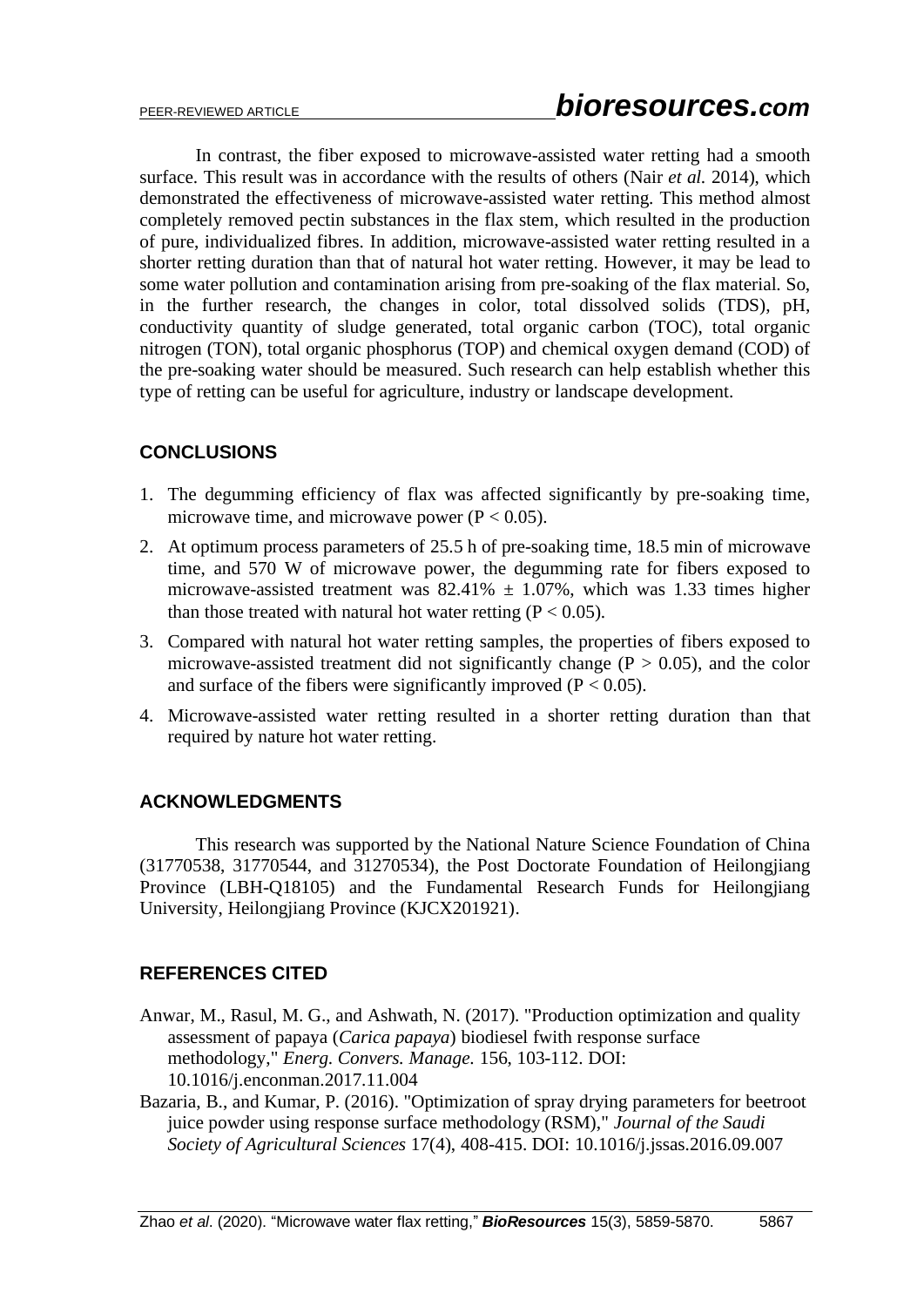In contrast, the fiber exposed to microwave-assisted water retting had a smooth surface. This result was in accordance with the results of others (Nair *et al.* 2014), which demonstrated the effectiveness of microwave-assisted water retting. This method almost completely removed pectin substances in the flax stem, which resulted in the production of pure, individualized fibres. In addition, microwave-assisted water retting resulted in a shorter retting duration than that of natural hot water retting. However, it may be lead to some water pollution and contamination arising from pre-soaking of the flax material. So, in the further research, the changes in color, total dissolved solids (TDS), pH, conductivity quantity of sludge generated, total organic carbon (TOC), total organic nitrogen (TON), total organic phosphorus (TOP) and chemical oxygen demand (COD) of the pre-soaking water should be measured. Such research can help establish whether this type of retting can be useful for agriculture, industry or landscape development.

## CONCLUSIONS

1. The degumming efficiency of flax was affected significantly by pre-soaking time, microwave time, and microwave power ($P < 0.05$).
2. At optimum process parameters of 25.5 h of pre-soaking time, 18.5 min of microwave time, and 570 W of microwave power, the degumming rate for fibers exposed to microwave-assisted treatment was 82.41% ± 1.07%, which was 1.33 times higher than those treated with natural hot water retting ($P < 0.05$).
3. Compared with natural hot water retting samples, the properties of fibers exposed to microwave-assisted treatment did not significantly change ($P > 0.05$), and the color and surface of the fibers were significantly improved ($P < 0.05$).
4. Microwave-assisted water retting resulted in a shorter retting duration than that required by nature hot water retting.

## ACKNOWLEDGMENTS

This research was supported by the National Nature Science Foundation of China (31770538, 31770544, and 31270534), the Post Doctorate Foundation of Heilongjiang Province (LBH-Q18105) and the Fundamental Research Funds for Heilongjiang University, Heilongjiang Province (KJCX201921).

## REFERENCES CITED

Anwar, M., Rasul, M. G., and Ashwath, N. (2017). "Production optimization and quality assessment of papaya (*Carica papaya*) biodiesel fwith response surface methodology," *Energ. Convers. Manage.* 156, 103-112. DOI: 10.1016/j.enconman.2017.11.004

Bazaria, B., and Kumar, P. (2016). "Optimization of spray drying parameters for beetroot juice powder using response surface methodology (RSM)," *Journal of the Saudi Society of Agricultural Sciences* 17(4), 408-415. DOI: 10.1016/j.jssas.2016.09.007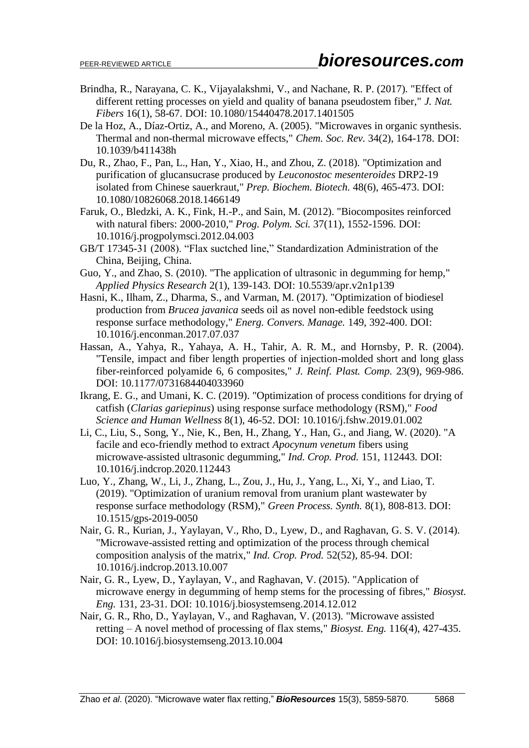Brindha, R., Narayana, C. K., Vijayalakshmi, V., and Nachane, R. P. (2017). "Effect of different retting processes on yield and quality of banana pseudostem fiber," *J. Nat. Fibers* 16(1), 58-67. DOI: 10.1080/15440478.2017.1401505

De la Hoz, A., Díaz-Ortiz, A., and Moreno, A. (2005). "Microwaves in organic synthesis. Thermal and non-thermal microwave effects," *Chem. Soc. Rev.* 34(2), 164-178. DOI: 10.1039/b411438h

Du, R., Zhao, F., Pan, L., Han, Y., Xiao, H., and Zhou, Z. (2018). "Optimization and purification of glucansucrase produced by *Leuconostoc mesenteroides* DRP2-19 isolated from Chinese sauerkraut," *Prep. Biochem. Biotech.* 48(6), 465-473. DOI: 10.1080/10826068.2018.1466149

Faruk, O., Bledzki, A. K., Fink, H.-P., and Sain, M. (2012). "Biocomposites reinforced with natural fibers: 2000-2010," *Prog. Polym. Sci.* 37(11), 1552-1596. DOI: 10.1016/j.progpolymsci.2012.04.003

GB/T 17345-31 (2008). "Flax suctched line," Standardization Administration of the China, Beijing, China.

Guo, Y., and Zhao, S. (2010). "The application of ultrasonic in degumming for hemp," *Applied Physics Research* 2(1), 139-143. DOI: 10.5539/apr.v2n1p139

Hasni, K., Ilham, Z., Dharma, S., and Varman, M. (2017). "Optimization of biodiesel production from *Brucea javanica* seeds oil as novel non-edible feedstock using response surface methodology," *Energ. Convers. Manage.* 149, 392-400. DOI: 10.1016/j.enconman.2017.07.037

Hassan, A., Yahya, R., Yahaya, A. H., Tahir, A. R. M., and Hornsby, P. R. (2004). "Tensile, impact and fiber length properties of injection-molded short and long glass fiber-reinforced polyamide 6, 6 composites," *J. Reinf. Plast. Comp.* 23(9), 969-986. DOI: 10.1177/0731684404033960

Ikrang, E. G., and Umani, K. C. (2019). "Optimization of process conditions for drying of catfish (*Clarias gariepinus*) using response surface methodology (RSM)," *Food Science and Human Wellness* 8(1), 46-52. DOI: 10.1016/j.fshw.2019.01.002

Li, C., Liu, S., Song, Y., Nie, K., Ben, H., Zhang, Y., Han, G., and Jiang, W. (2020). "A facile and eco-friendly method to extract *Apocynum venetum* fibers using microwave-assisted ultrasonic degumming," *Ind. Crop. Prod.* 151, 112443. DOI: 10.1016/j.indcrop.2020.112443

Luo, Y., Zhang, W., Li, J., Zhang, L., Zou, J., Hu, J., Yang, L., Xi, Y., and Liao, T. (2019). "Optimization of uranium removal from uranium plant wastewater by response surface methodology (RSM)," *Green Process. Synth.* 8(1), 808-813. DOI: 10.1515/gps-2019-0050

Nair, G. R., Kurian, J., Yaylayan, V., Rho, D., Lyew, D., and Raghavan, G. S. V. (2014). "Microwave-assisted retting and optimization of the process through chemical composition analysis of the matrix," *Ind. Crop. Prod.* 52(52), 85-94. DOI: 10.1016/j.indcrop.2013.10.007

Nair, G. R., Lyew, D., Yaylayan, V., and Raghavan, V. (2015). "Application of microwave energy in degumming of hemp stems for the processing of fibres," *Biosyst. Eng.* 131, 23-31. DOI: 10.1016/j.biosystemseng.2014.12.012

Nair, G. R., Rho, D., Yaylayan, V., and Raghavan, V. (2013). "Microwave assisted retting – A novel method of processing of flax stems," *Biosyst. Eng.* 116(4), 427-435. DOI: 10.1016/j.biosystemseng.2013.10.004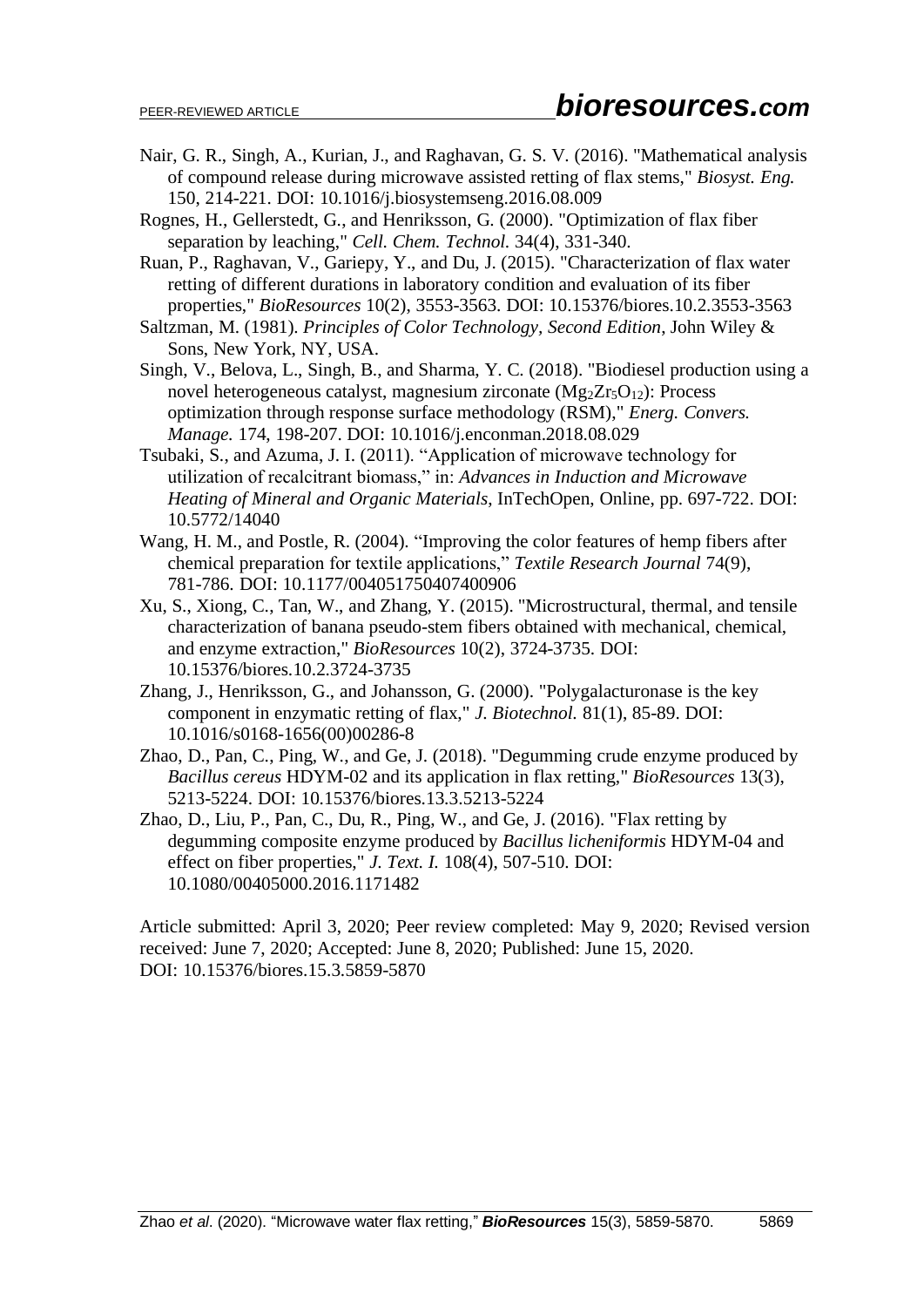Nair, G. R., Singh, A., Kurian, J., and Raghavan, G. S. V. (2016). "Mathematical analysis of compound release during microwave assisted retting of flax stems," *Biosyst. Eng.* 150, 214-221. DOI: 10.1016/j.biosystemseng.2016.08.009

Rognes, H., Gellerstedt, G., and Henriksson, G. (2000). "Optimization of flax fiber separation by leaching," *Cell. Chem. Technol.* 34(4), 331-340.

Ruan, P., Raghavan, V., Gariepy, Y., and Du, J. (2015). "Characterization of flax water retting of different durations in laboratory condition and evaluation of its fiber properties," *BioResources* 10(2), 3553-3563. DOI: 10.15376/biores.10.2.3553-3563

Saltzman, M. (1981). *Principles of Color Technology, Second Edition*, John Wiley & Sons, New York, NY, USA.

Singh, V., Belova, L., Singh, B., and Sharma, Y. C. (2018). "Biodiesel production using a novel heterogeneous catalyst, magnesium zirconate ($Mg_2Zr_5O_{12}$): Process optimization through response surface methodology (RSM)," *Energ. Convers. Manage.* 174, 198-207. DOI: 10.1016/j.enconman.2018.08.029

Tsubaki, S., and Azuma, J. I. (2011). "Application of microwave technology for utilization of recalcitrant biomass," in: *Advances in Induction and Microwave Heating of Mineral and Organic Materials*, InTechOpen, Online, pp. 697-722. DOI: 10.5772/14040

Wang, H. M., and Postle, R. (2004). "Improving the color features of hemp fibers after chemical preparation for textile applications," *Textile Research Journal* 74(9), 781-786. DOI: 10.1177/004051750407400906

Xu, S., Xiong, C., Tan, W., and Zhang, Y. (2015). "Microstructural, thermal, and tensile characterization of banana pseudo-stem fibers obtained with mechanical, chemical, and enzyme extraction," *BioResources* 10(2), 3724-3735. DOI: 10.15376/biores.10.2.3724-3735

Zhang, J., Henriksson, G., and Johansson, G. (2000). "Polygalacturonase is the key component in enzymatic retting of flax," *J. Biotechnol.* 81(1), 85-89. DOI: 10.1016/s0168-1656(00)00286-8

Zhao, D., Pan, C., Ping, W., and Ge, J. (2018). "Degumming crude enzyme produced by *Bacillus cereus* HDYM-02 and its application in flax retting," *BioResources* 13(3), 5213-5224. DOI: 10.15376/biores.13.3.5213-5224

Zhao, D., Liu, P., Pan, C., Du, R., Ping, W., and Ge, J. (2016). "Flax retting by degumming composite enzyme produced by *Bacillus licheniformis* HDYM-04 and effect on fiber properties," *J. Text. I.* 108(4), 507-510. DOI: 10.1080/00405000.2016.1171482

Article submitted: April 3, 2020; Peer review completed: May 9, 2020; Revised version received: June 7, 2020; Accepted: June 8, 2020; Published: June 15, 2020.
DOI: 10.15376/biores.15.3.5859-5870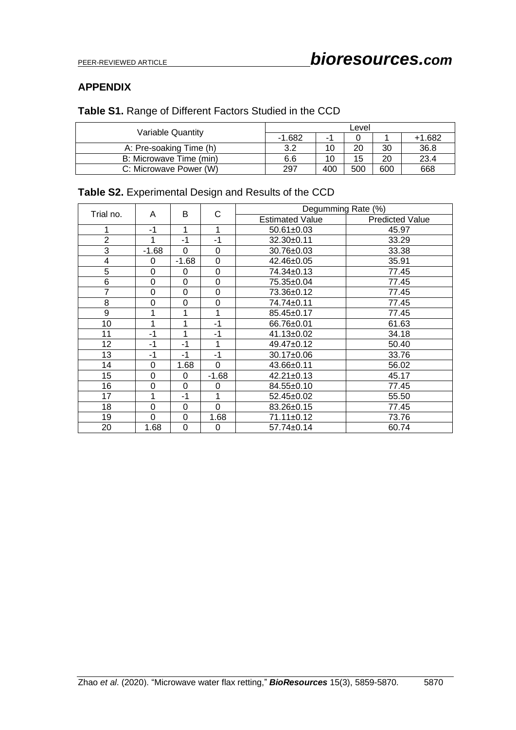## APPENDIX

**Table S1.** Range of Different Factors Studied in the CCD

| Variable Quantity | Level | | | | |
|---|---|---|---|---|---|
| | -1.682 | -1 | 0 | 1 | +1.682 |
| A: Pre-soaking Time (h) | 3.2 | 10 | 20 | 30 | 36.8 |
| B: Microwave Time (min) | 6.6 | 10 | 15 | 20 | 23.4 |
| C: Microwave Power (W) | 297 | 400 | 500 | 600 | 668 |

**Table S2.** Experimental Design and Results of the CCD

| Trial no. | A | B | C | Degumming Rate (%) | |
|---|---|---|---|---|---|
| | | | | Estimated Value | Predicted Value |
| 1 | -1 | 1 | 1 | 50.61±0.03 | 45.97 |
| 2 | 1 | -1 | -1 | 32.30±0.11 | 33.29 |
| 3 | -1.68 | 0 | 0 | 30.76±0.03 | 33.38 |
| 4 | 0 | -1.68 | 0 | 42.46±0.05 | 35.91 |
| 5 | 0 | 0 | 0 | 74.34±0.13 | 77.45 |
| 6 | 0 | 0 | 0 | 75.35±0.04 | 77.45 |
| 7 | 0 | 0 | 0 | 73.36±0.12 | 77.45 |
| 8 | 0 | 0 | 0 | 74.74±0.11 | 77.45 |
| 9 | 1 | 1 | 1 | 85.45±0.17 | 77.45 |
| 10 | 1 | 1 | -1 | 66.76±0.01 | 61.63 |
| 11 | -1 | 1 | -1 | 41.13±0.02 | 34.18 |
| 12 | -1 | -1 | 1 | 49.47±0.12 | 50.40 |
| 13 | -1 | -1 | -1 | 30.17±0.06 | 33.76 |
| 14 | 0 | 1.68 | 0 | 43.66±0.11 | 56.02 |
| 15 | 0 | 0 | -1.68 | 42.21±0.13 | 45.17 |
| 16 | 0 | 0 | 0 | 84.55±0.10 | 77.45 |
| 17 | 1 | -1 | 1 | 52.45±0.02 | 55.50 |
| 18 | 0 | 0 | 0 | 83.26±0.15 | 77.45 |
| 19 | 0 | 0 | 1.68 | 71.11±0.12 | 73.76 |
| 20 | 1.68 | 0 | 0 | 57.74±0.14 | 60.74 |